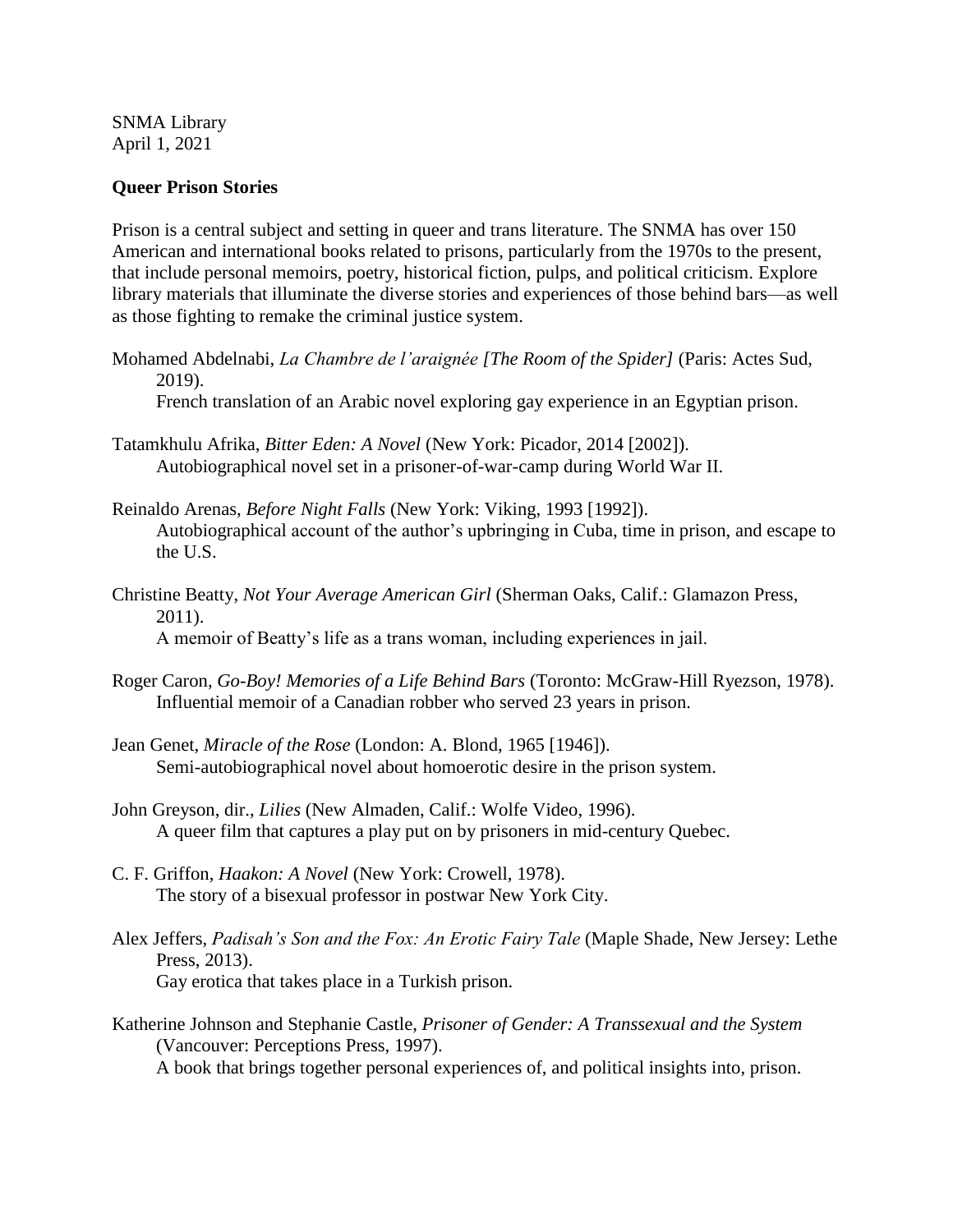SNMA Library
April 1, 2021

**Queer Prison Stories**

Prison is a central subject and setting in queer and trans literature. The SNMA has over 150 American and international books related to prisons, particularly from the 1970s to the present, that include personal memoirs, poetry, historical fiction, pulps, and political criticism. Explore library materials that illuminate the diverse stories and experiences of those behind bars—as well as those fighting to remake the criminal justice system.

Mohamed Abdelnabi, *La Chambre de l'araignée [The Room of the Spider]* (Paris: Actes Sud, 2019).
French translation of an Arabic novel exploring gay experience in an Egyptian prison.

Tatamkhulu Afrika, *Bitter Eden: A Novel* (New York: Picador, 2014 [2002]).
Autobiographical novel set in a prisoner-of-war-camp during World War II.

Reinaldo Arenas, *Before Night Falls* (New York: Viking, 1993 [1992]).
Autobiographical account of the author's upbringing in Cuba, time in prison, and escape to the U.S.

Christine Beatty, *Not Your Average American Girl* (Sherman Oaks, Calif.: Glamazon Press, 2011).
A memoir of Beatty's life as a trans woman, including experiences in jail.

Roger Caron, *Go-Boy! Memories of a Life Behind Bars* (Toronto: McGraw-Hill Ryezson, 1978).
Influential memoir of a Canadian robber who served 23 years in prison.

Jean Genet, *Miracle of the Rose* (London: A. Blond, 1965 [1946]).
Semi-autobiographical novel about homoerotic desire in the prison system.

John Greyson, dir., *Lilies* (New Almaden, Calif.: Wolfe Video, 1996).
A queer film that captures a play put on by prisoners in mid-century Quebec.

C. F. Griffon, *Haakon: A Novel* (New York: Crowell, 1978).
The story of a bisexual professor in postwar New York City.

Alex Jeffers, *Padisah's Son and the Fox: An Erotic Fairy Tale* (Maple Shade, New Jersey: Lethe Press, 2013).
Gay erotica that takes place in a Turkish prison.

Katherine Johnson and Stephanie Castle, *Prisoner of Gender: A Transsexual and the System* (Vancouver: Perceptions Press, 1997).
A book that brings together personal experiences of, and political insights into, prison.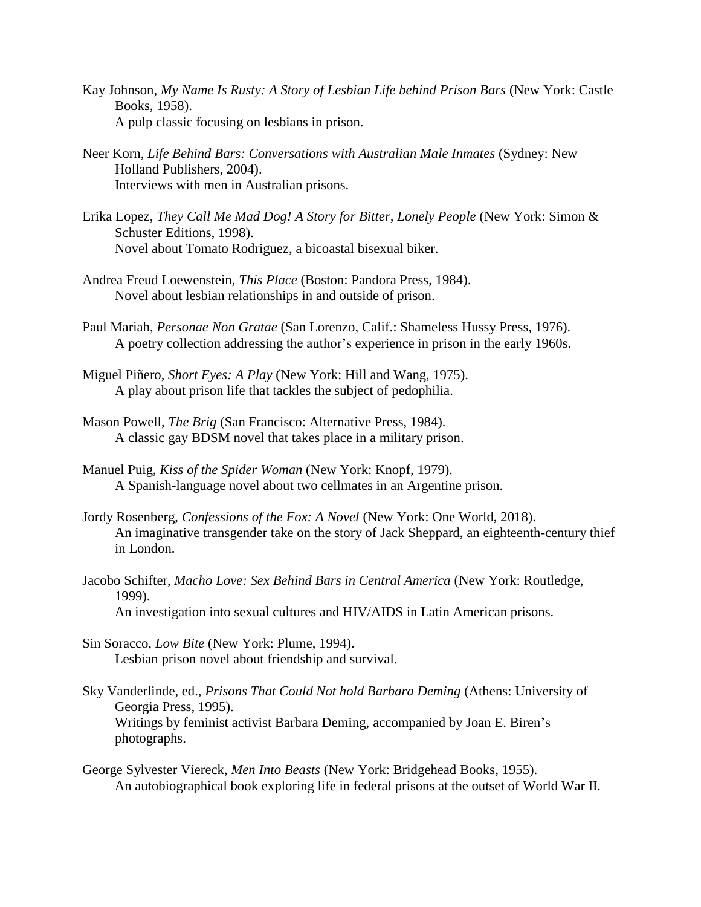Kay Johnson, *My Name Is Rusty: A Story of Lesbian Life behind Prison Bars* (New York: Castle Books, 1958).
A pulp classic focusing on lesbians in prison.

Neer Korn, *Life Behind Bars: Conversations with Australian Male Inmates* (Sydney: New Holland Publishers, 2004).
Interviews with men in Australian prisons.

Erika Lopez, *They Call Me Mad Dog! A Story for Bitter, Lonely People* (New York: Simon & Schuster Editions, 1998).
Novel about Tomato Rodriguez, a bicoastal bisexual biker.

Andrea Freud Loewenstein, *This Place* (Boston: Pandora Press, 1984).
Novel about lesbian relationships in and outside of prison.

Paul Mariah, *Personae Non Gratae* (San Lorenzo, Calif.: Shameless Hussy Press, 1976).
A poetry collection addressing the author's experience in prison in the early 1960s.

Miguel Piñero, *Short Eyes: A Play* (New York: Hill and Wang, 1975).
A play about prison life that tackles the subject of pedophilia.

Mason Powell, *The Brig* (San Francisco: Alternative Press, 1984).
A classic gay BDSM novel that takes place in a military prison.

Manuel Puig, *Kiss of the Spider Woman* (New York: Knopf, 1979).
A Spanish-language novel about two cellmates in an Argentine prison.

Jordy Rosenberg, *Confessions of the Fox: A Novel* (New York: One World, 2018).
An imaginative transgender take on the story of Jack Sheppard, an eighteenth-century thief in London.

Jacobo Schifter, *Macho Love: Sex Behind Bars in Central America* (New York: Routledge, 1999).
An investigation into sexual cultures and HIV/AIDS in Latin American prisons.

Sin Soracco, *Low Bite* (New York: Plume, 1994).
Lesbian prison novel about friendship and survival.

Sky Vanderlinde, ed., *Prisons That Could Not hold Barbara Deming* (Athens: University of Georgia Press, 1995).
Writings by feminist activist Barbara Deming, accompanied by Joan E. Biren's photographs.

George Sylvester Viereck, *Men Into Beasts* (New York: Bridgehead Books, 1955).
An autobiographical book exploring life in federal prisons at the outset of World War II.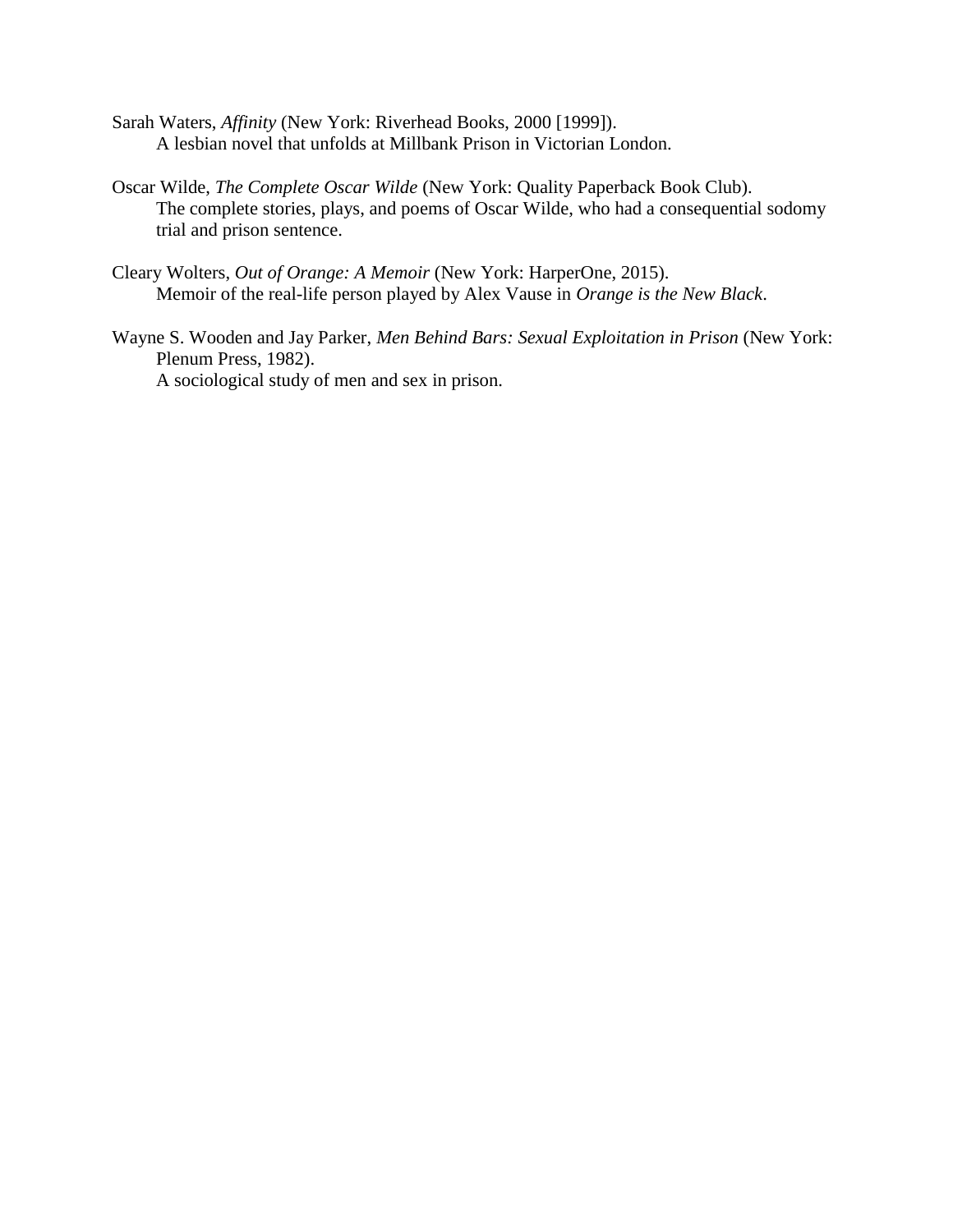Sarah Waters, *Affinity* (New York: Riverhead Books, 2000 [1999]).
A lesbian novel that unfolds at Millbank Prison in Victorian London.

Oscar Wilde, *The Complete Oscar Wilde* (New York: Quality Paperback Book Club).
The complete stories, plays, and poems of Oscar Wilde, who had a consequential sodomy trial and prison sentence.

Cleary Wolters, *Out of Orange: A Memoir* (New York: HarperOne, 2015).
Memoir of the real-life person played by Alex Vause in *Orange is the New Black*.

Wayne S. Wooden and Jay Parker, *Men Behind Bars: Sexual Exploitation in Prison* (New York: Plenum Press, 1982).
A sociological study of men and sex in prison.